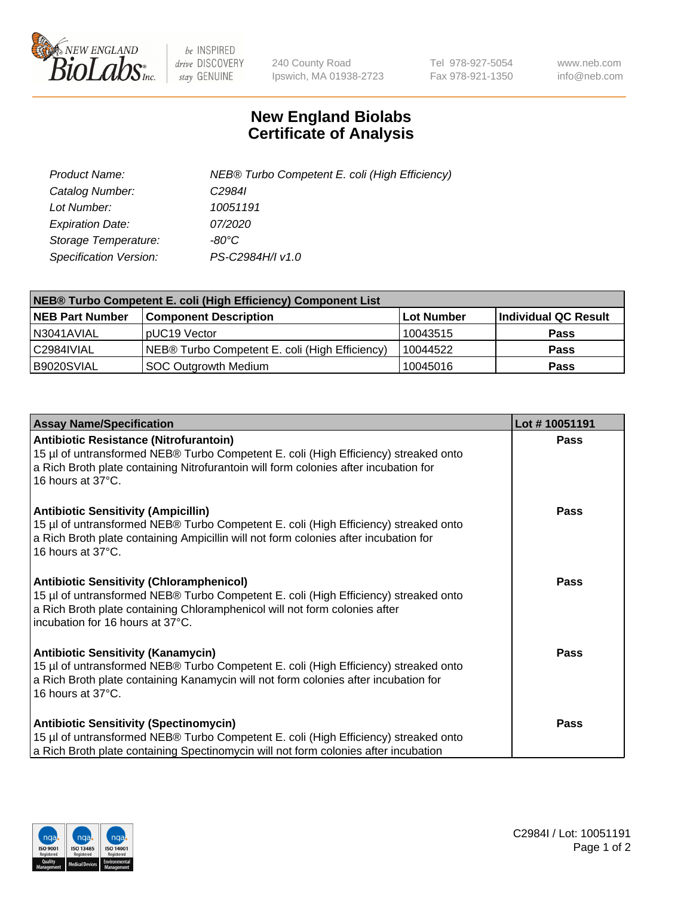New England BioLabs Inc. — be INSPIRED drive DISCOVERY stay GENUINE

240 County Road
Ipswich, MA 01938-2723

Tel 978-927-5054
Fax 978-921-1350

www.neb.com
info@neb.com

# New England Biolabs
# Certificate of Analysis

| | |
|---|---|
| *Product Name:* | *NEB® Turbo Competent E. coli (High Efficiency)* |
| *Catalog Number:* | *C2984I* |
| *Lot Number:* | *10051191* |
| *Expiration Date:* | *07/2020* |
| *Storage Temperature:* | *-80°C* |
| *Specification Version:* | *PS-C2984H/I v1.0* |

**NEB® Turbo Competent E. coli (High Efficiency) Component List**

| NEB Part Number | Component Description | Lot Number | Individual QC Result |
|---|---|---|---|
| N3041AVIAL | pUC19 Vector | 10043515 | **Pass** |
| C2984IVIAL | NEB® Turbo Competent E. coli (High Efficiency) | 10044522 | **Pass** |
| B9020SVIAL | SOC Outgrowth Medium | 10045016 | **Pass** |

| Assay Name/Specification | Lot # 10051191 |
|---|---|
| **Antibiotic Resistance (Nitrofurantoin)** 15 µl of untransformed NEB® Turbo Competent E. coli (High Efficiency) streaked onto a Rich Broth plate containing Nitrofurantoin will form colonies after incubation for 16 hours at 37°C. | **Pass** |
| **Antibiotic Sensitivity (Ampicillin)** 15 µl of untransformed NEB® Turbo Competent E. coli (High Efficiency) streaked onto a Rich Broth plate containing Ampicillin will not form colonies after incubation for 16 hours at 37°C. | **Pass** |
| **Antibiotic Sensitivity (Chloramphenicol)** 15 µl of untransformed NEB® Turbo Competent E. coli (High Efficiency) streaked onto a Rich Broth plate containing Chloramphenicol will not form colonies after incubation for 16 hours at 37°C. | **Pass** |
| **Antibiotic Sensitivity (Kanamycin)** 15 µl of untransformed NEB® Turbo Competent E. coli (High Efficiency) streaked onto a Rich Broth plate containing Kanamycin will not form colonies after incubation for 16 hours at 37°C. | **Pass** |
| **Antibiotic Sensitivity (Spectinomycin)** 15 µl of untransformed NEB® Turbo Competent E. coli (High Efficiency) streaked onto a Rich Broth plate containing Spectinomycin will not form colonies after incubation | **Pass** |

C2984I / Lot: 10051191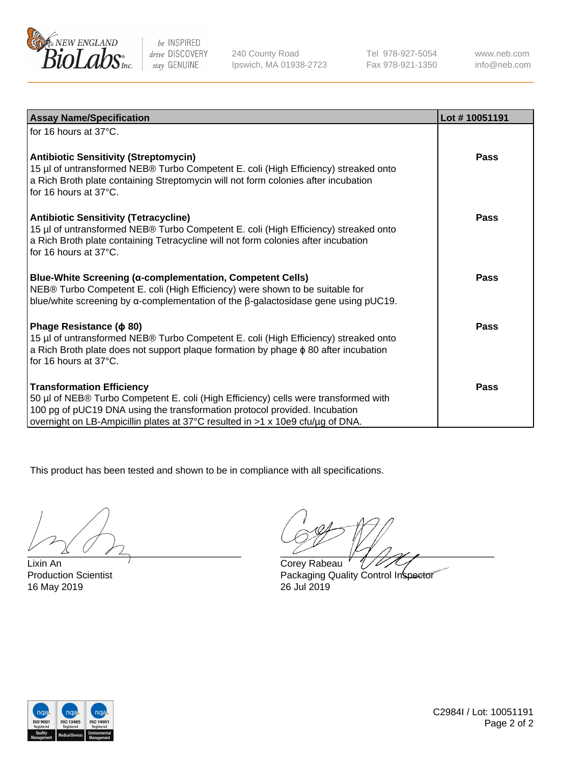| Assay Name/Specification | Lot # 10051191 |
|---|---|
| for 16 hours at 37°C. | |
| **Antibiotic Sensitivity (Streptomycin)**<br>15 µl of untransformed NEB® Turbo Competent E. coli (High Efficiency) streaked onto a Rich Broth plate containing Streptomycin will not form colonies after incubation for 16 hours at 37°C. | **Pass** |
| **Antibiotic Sensitivity (Tetracycline)**<br>15 µl of untransformed NEB® Turbo Competent E. coli (High Efficiency) streaked onto a Rich Broth plate containing Tetracycline will not form colonies after incubation for 16 hours at 37°C. | **Pass** |
| **Blue-White Screening (α-complementation, Competent Cells)**<br>NEB® Turbo Competent E. coli (High Efficiency) were shown to be suitable for blue/white screening by α-complementation of the β-galactosidase gene using pUC19. | **Pass** |
| **Phage Resistance (ϕ 80)**<br>15 µl of untransformed NEB® Turbo Competent E. coli (High Efficiency) streaked onto a Rich Broth plate does not support plaque formation by phage ϕ 80 after incubation for 16 hours at 37°C. | **Pass** |
| **Transformation Efficiency**<br>50 µl of NEB® Turbo Competent E. coli (High Efficiency) cells were transformed with 100 pg of pUC19 DNA using the transformation protocol provided. Incubation overnight on LB-Ampicillin plates at 37°C resulted in >1 x 10e9 cfu/µg of DNA. | **Pass** |

This product has been tested and shown to be in compliance with all specifications.

Lixin An
Production Scientist
16 May 2019

Corey Rabeau
Packaging Quality Control Inspector
26 Jul 2019

C2984I / Lot: 10051191